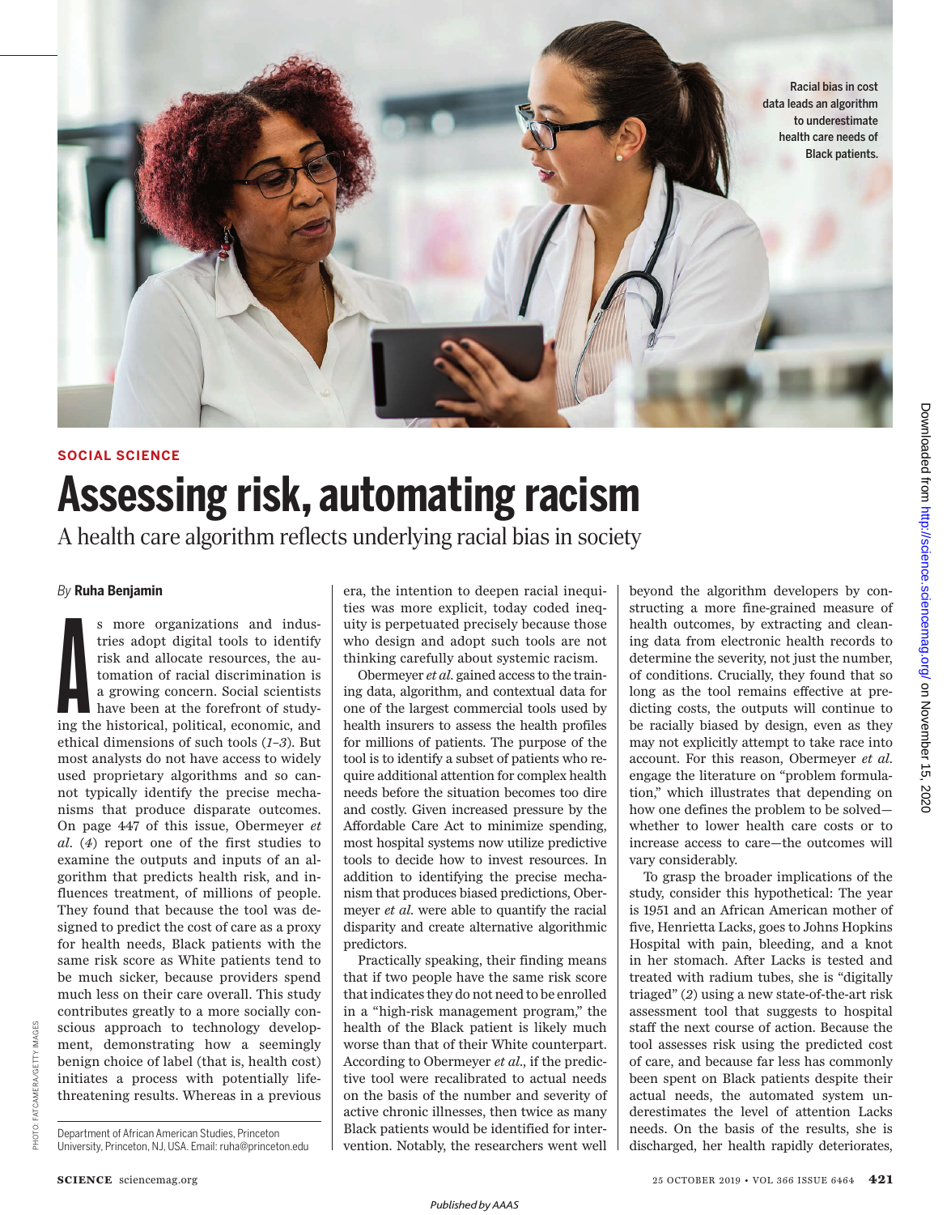Racial bias in cost data leads an algorithm to underestimate health care needs of Black patients.

SOCIAL SCIENCE

# Assessing risk, automating racism

A health care algorithm reflects underlying racial bias in society

*By* **Ruha Benjamin**

As more organizations and industries adopt digital tools to identify risk and allocate resources, the automation of racial discrimination is a growing concern. Social scientists have been at the forefront of studying the historical, political, economic, and ethical dimensions of such tools (*1–3*). But most analysts do not have access to widely used proprietary algorithms and so cannot typically identify the precise mechanisms that produce disparate outcomes. On page 447 of this issue, Obermeyer *et al.* (*4*) report one of the first studies to examine the outputs and inputs of an algorithm that predicts health risk, and influences treatment, of millions of people. They found that because the tool was designed to predict the cost of care as a proxy for health needs, Black patients with the same risk score as White patients tend to be much sicker, because providers spend much less on their care overall. This study contributes greatly to a more socially conscious approach to technology development, demonstrating how a seemingly benign choice of label (that is, health cost) initiates a process with potentially life-threatening results. Whereas in a previous era, the intention to deepen racial inequities was more explicit, today coded inequity is perpetuated precisely because those who design and adopt such tools are not thinking carefully about systemic racism.

Obermeyer *et al.* gained access to the training data, algorithm, and contextual data for one of the largest commercial tools used by health insurers to assess the health profiles for millions of patients. The purpose of the tool is to identify a subset of patients who require additional attention for complex health needs before the situation becomes too dire and costly. Given increased pressure by the Affordable Care Act to minimize spending, most hospital systems now utilize predictive tools to decide how to invest resources. In addition to identifying the precise mechanism that produces biased predictions, Obermeyer *et al.* were able to quantify the racial disparity and create alternative algorithmic predictors.

Practically speaking, their finding means that if two people have the same risk score that indicates they do not need to be enrolled in a "high-risk management program," the health of the Black patient is likely much worse than that of their White counterpart. According to Obermeyer *et al.*, if the predictive tool were recalibrated to actual needs on the basis of the number and severity of active chronic illnesses, then twice as many Black patients would be identified for intervention. Notably, the researchers went well beyond the algorithm developers by constructing a more fine-grained measure of health outcomes, by extracting and cleaning data from electronic health records to determine the severity, not just the number, of conditions. Crucially, they found that so long as the tool remains effective at predicting costs, the outputs will continue to be racially biased by design, even as they may not explicitly attempt to take race into account. For this reason, Obermeyer *et al.* engage the literature on "problem formulation," which illustrates that depending on how one defines the problem to be solved—whether to lower health care costs or to increase access to care—the outcomes will vary considerably.

To grasp the broader implications of the study, consider this hypothetical: The year is 1951 and an African American mother of five, Henrietta Lacks, goes to Johns Hopkins Hospital with pain, bleeding, and a knot in her stomach. After Lacks is tested and treated with radium tubes, she is "digitally triaged" (*2*) using a new state-of-the-art risk assessment tool that suggests to hospital staff the next course of action. Because the tool assesses risk using the predicted cost of care, and because far less has commonly been spent on Black patients despite their actual needs, the automated system underestimates the level of attention Lacks needs. On the basis of the results, she is discharged, her health rapidly deteriorates,

Department of African American Studies, Princeton University, Princeton, NJ, USA. Email: ruha@princeton.edu

PHOTO: FATCAMERA/GETTY IMAGES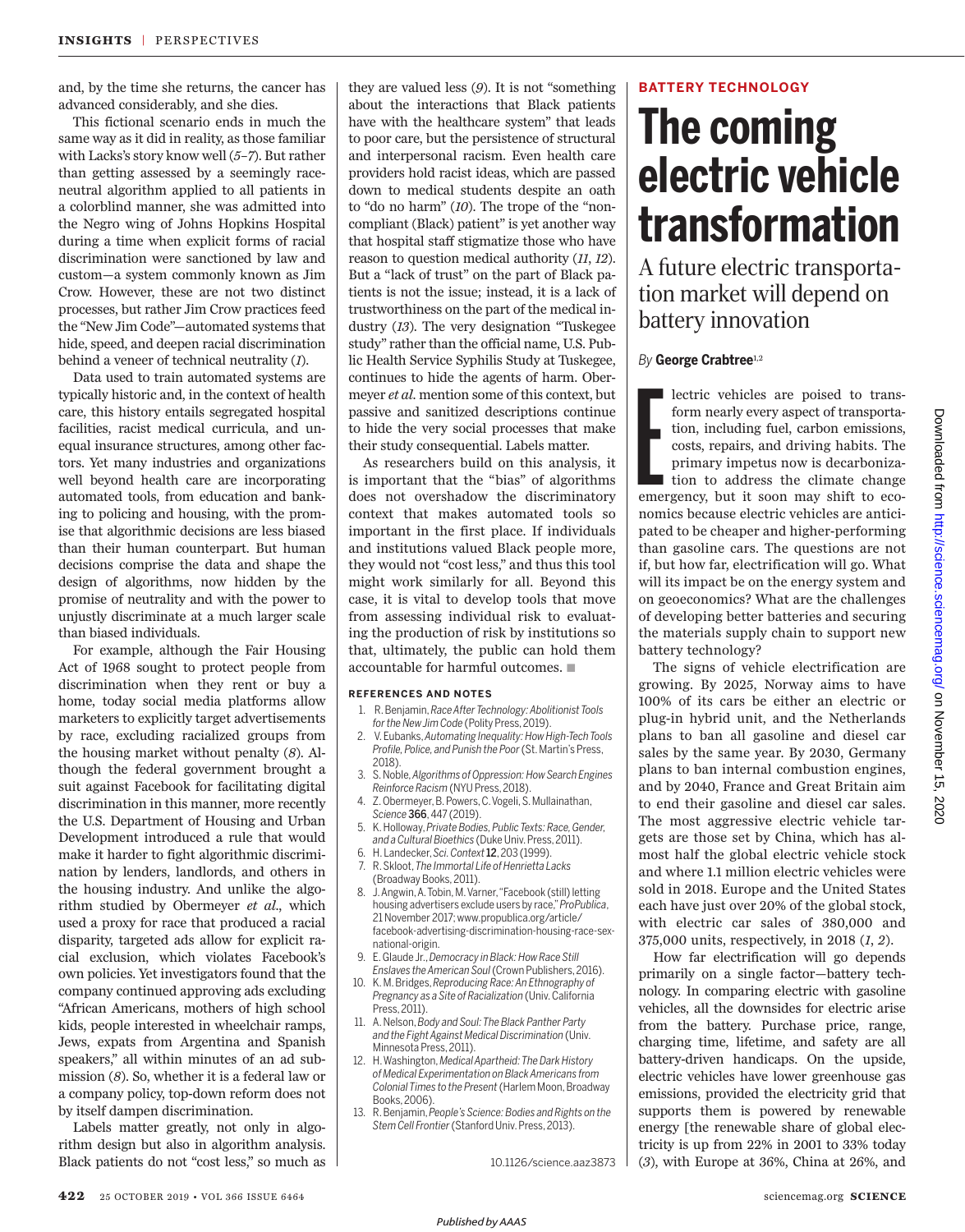and, by the time she returns, the cancer has advanced considerably, and she dies.

This fictional scenario ends in much the same way as it did in reality, as those familiar with Lacks's story know well (5–7). But rather than getting assessed by a seemingly race-neutral algorithm applied to all patients in a colorblind manner, she was admitted into the Negro wing of Johns Hopkins Hospital during a time when explicit forms of racial discrimination were sanctioned by law and custom—a system commonly known as Jim Crow. However, these are not two distinct processes, but rather Jim Crow practices feed the "New Jim Code"—automated systems that hide, speed, and deepen racial discrimination behind a veneer of technical neutrality (1).

Data used to train automated systems are typically historic and, in the context of health care, this history entails segregated hospital facilities, racist medical curricula, and unequal insurance structures, among other factors. Yet many industries and organizations well beyond health care are incorporating automated tools, from education and banking to policing and housing, with the promise that algorithmic decisions are less biased than their human counterpart. But human decisions comprise the data and shape the design of algorithms, now hidden by the promise of neutrality and with the power to unjustly discriminate at a much larger scale than biased individuals.

For example, although the Fair Housing Act of 1968 sought to protect people from discrimination when they rent or buy a home, today social media platforms allow marketers to explicitly target advertisements by race, excluding racialized groups from the housing market without penalty (8). Although the federal government brought a suit against Facebook for facilitating digital discrimination in this manner, more recently the U.S. Department of Housing and Urban Development introduced a rule that would make it harder to fight algorithmic discrimination by lenders, landlords, and others in the housing industry. And unlike the algorithm studied by Obermeyer *et al.*, which used a proxy for race that produced a racial disparity, targeted ads allow for explicit racial exclusion, which violates Facebook's own policies. Yet investigators found that the company continued approving ads excluding "African Americans, mothers of high school kids, people interested in wheelchair ramps, Jews, expats from Argentina and Spanish speakers," all within minutes of an ad submission (8). So, whether it is a federal law or a company policy, top-down reform does not by itself dampen discrimination.

Labels matter greatly, not only in algorithm design but also in algorithm analysis. Black patients do not "cost less," so much as they are valued less (9). It is not "something about the interactions that Black patients have with the healthcare system" that leads to poor care, but the persistence of structural and interpersonal racism. Even health care providers hold racist ideas, which are passed down to medical students despite an oath to "do no harm" (10). The trope of the "noncompliant (Black) patient" is yet another way that hospital staff stigmatize those who have reason to question medical authority (11, 12). But a "lack of trust" on the part of Black patients is not the issue; instead, it is a lack of trustworthiness on the part of the medical industry (13). The very designation "Tuskegee study" rather than the official name, U.S. Public Health Service Syphilis Study at Tuskegee, continues to hide the agents of harm. Obermeyer *et al.* mention some of this context, but passive and sanitized descriptions continue to hide the very social processes that make their study consequential. Labels matter.

As researchers build on this analysis, it is important that the "bias" of algorithms does not overshadow the discriminatory context that makes automated tools so important in the first place. If individuals and institutions valued Black people more, they would not "cost less," and thus this tool might work similarly for all. Beyond this case, it is vital to develop tools that move from assessing individual risk to evaluating the production of risk by institutions so that, ultimately, the public can hold them accountable for harmful outcomes. ■

#### REFERENCES AND NOTES

1. R. Benjamin, *Race After Technology: Abolitionist Tools for the New Jim Code* (Polity Press, 2019).
2. V. Eubanks, *Automating Inequality: How High-Tech Tools Profile, Police, and Punish the Poor* (St. Martin's Press, 2018).
3. S. Noble, *Algorithms of Oppression: How Search Engines Reinforce Racism* (NYU Press, 2018).
4. Z. Obermeyer, B. Powers, C. Vogeli, S. Mullainathan, *Science* **366**, 447 (2019).
5. K. Holloway, *Private Bodies, Public Texts: Race, Gender, and a Cultural Bioethics* (Duke Univ. Press, 2011).
6. H. Landecker, *Sci. Context* **12**, 203 (1999).
7. R. Skloot, *The Immortal Life of Henrietta Lacks* (Broadway Books, 2011).
8. J. Angwin, A. Tobin, M. Varner, "Facebook (still) letting housing advertisers exclude users by race," *ProPublica*, 21 November 2017; www.propublica.org/article/facebook-advertising-discrimination-housing-race-sex-national-origin.
9. E. Glaude Jr., *Democracy in Black: How Race Still Enslaves the American Soul* (Crown Publishers, 2016).
10. K. M. Bridges, *Reproducing Race: An Ethnography of Pregnancy as a Site of Racialization* (Univ. California Press, 2011).
11. A. Nelson, *Body and Soul: The Black Panther Party and the Fight Against Medical Discrimination* (Univ. Minnesota Press, 2011).
12. H. Washington, *Medical Apartheid: The Dark History of Medical Experimentation on Black Americans from Colonial Times to the Present* (Harlem Moon, Broadway Books, 2006).
13. R. Benjamin, *People's Science: Bodies and Rights on the Stem Cell Frontier* (Stanford Univ. Press, 2013).

10.1126/science.aaz3873

BATTERY TECHNOLOGY

# The coming electric vehicle transformation

## A future electric transportation market will depend on battery innovation

*By* **George Crabtree**[1,2]

Electric vehicles are poised to transform nearly every aspect of transportation, including fuel, carbon emissions, costs, repairs, and driving habits. The primary impetus now is decarbonization to address the climate change emergency, but it soon may shift to economics because electric vehicles are anticipated to be cheaper and higher-performing than gasoline cars. The questions are not if, but how far, electrification will go. What will its impact be on the energy system and on geoeconomics? What are the challenges of developing better batteries and securing the materials supply chain to support new battery technology?

The signs of vehicle electrification are growing. By 2025, Norway aims to have 100% of its cars be either an electric or plug-in hybrid unit, and the Netherlands plans to ban all gasoline and diesel car sales by the same year. By 2030, Germany plans to ban internal combustion engines, and by 2040, France and Great Britain aim to end their gasoline and diesel car sales. The most aggressive electric vehicle targets are those set by China, which has almost half the global electric vehicle stock and where 1.1 million electric vehicles were sold in 2018. Europe and the United States each have just over 20% of the global stock, with electric car sales of 380,000 and 375,000 units, respectively, in 2018 (1, 2).

How far electrification will go depends primarily on a single factor—battery technology. In comparing electric with gasoline vehicles, all the downsides for electric arise from the battery. Purchase price, range, charging time, lifetime, and safety are all battery-driven handicaps. On the upside, electric vehicles have lower greenhouse gas emissions, provided the electricity grid that supports them is powered by renewable energy [the renewable share of global electricity is up from 22% in 2001 to 33% today (3), with Europe at 36%, China at 26%, and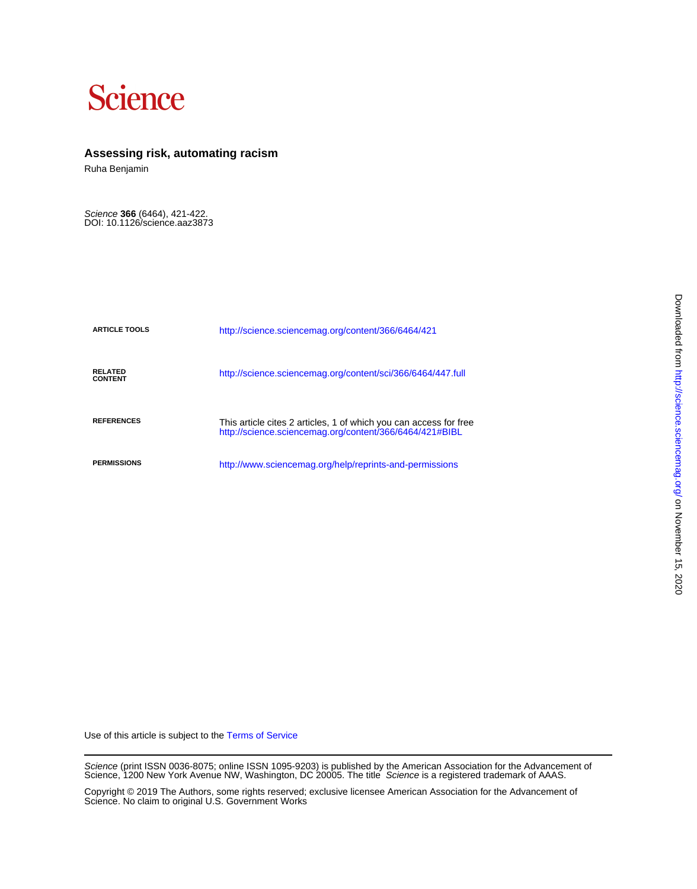# Science

## Assessing risk, automating racism

Ruha Benjamin

*Science* **366** (6464), 421-422.
DOI: 10.1126/science.aaz3873

| | |
|---|---|
| **ARTICLE TOOLS** | http://science.sciencemag.org/content/366/6464/421 |
| **RELATED CONTENT** | http://science.sciencemag.org/content/sci/366/6464/447.full |
| **REFERENCES** | This article cites 2 articles, 1 of which you can access for free http://science.sciencemag.org/content/366/6464/421#BIBL |
| **PERMISSIONS** | http://www.sciencemag.org/help/reprints-and-permissions |

Use of this article is subject to the Terms of Service

*Science* (print ISSN 0036-8075; online ISSN 1095-9203) is published by the American Association for the Advancement of Science, 1200 New York Avenue NW, Washington, DC 20005. The title *Science* is a registered trademark of AAAS.

Copyright © 2019 The Authors, some rights reserved; exclusive licensee American Association for the Advancement of Science. No claim to original U.S. Government Works

Downloaded from http://science.sciencemag.org/ on November 15, 2020